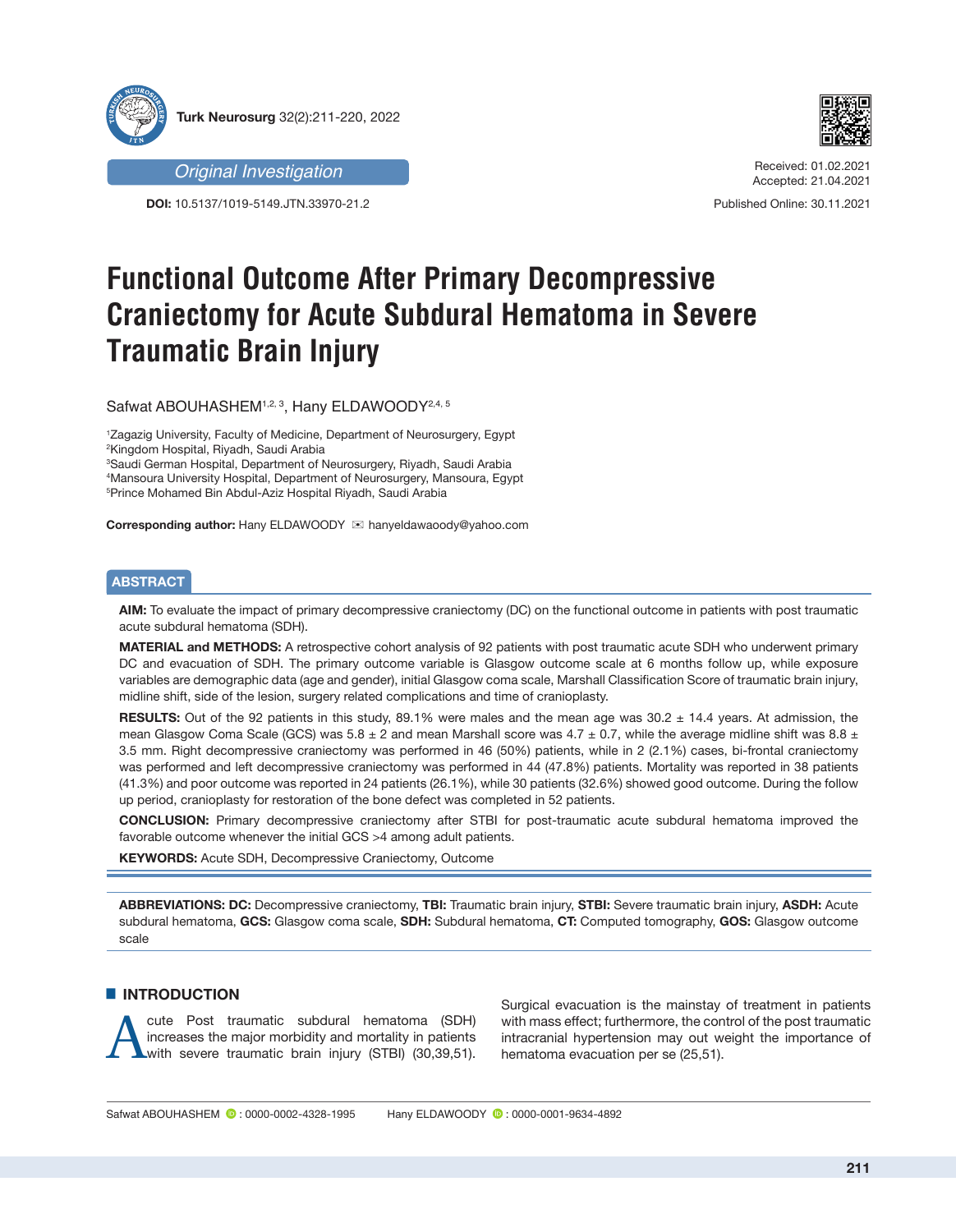Original Investigation

**DOI:** 10.5137/1019-5149.JTN.33970-21.2

Received: 01.02.2021
Accepted: 21.04.2021

Published Online: 30.11.2021

# Functional Outcome After Primary Decompressive Craniectomy for Acute Subdural Hematoma in Severe Traumatic Brain Injury

Safwat ABOUHASHEM[1,2,3], Hany ELDAWOODY[2,4,5]

[1]Zagazig University, Faculty of Medicine, Department of Neurosurgery, Egypt
[2]Kingdom Hospital, Riyadh, Saudi Arabia
[3]Saudi German Hospital, Department of Neurosurgery, Riyadh, Saudi Arabia
[4]Mansoura University Hospital, Department of Neurosurgery, Mansoura, Egypt
[5]Prince Mohamed Bin Abdul-Aziz Hospital Riyadh, Saudi Arabia

**Corresponding author:** Hany ELDAWOODY ✉ hanyeldawaoody@yahoo.com

## ABSTRACT

**AIM:** To evaluate the impact of primary decompressive craniectomy (DC) on the functional outcome in patients with post traumatic acute subdural hematoma (SDH).

**MATERIAL and METHODS:** A retrospective cohort analysis of 92 patients with post traumatic acute SDH who underwent primary DC and evacuation of SDH. The primary outcome variable is Glasgow outcome scale at 6 months follow up, while exposure variables are demographic data (age and gender), initial Glasgow coma scale, Marshall Classification Score of traumatic brain injury, midline shift, side of the lesion, surgery related complications and time of cranioplasty.

**RESULTS:** Out of the 92 patients in this study, 89.1% were males and the mean age was 30.2 ± 14.4 years. At admission, the mean Glasgow Coma Scale (GCS) was 5.8 ± 2 and mean Marshall score was 4.7 ± 0.7, while the average midline shift was 8.8 ± 3.5 mm. Right decompressive craniectomy was performed in 46 (50%) patients, while in 2 (2.1%) cases, bi-frontal craniectomy was performed and left decompressive craniectomy was performed in 44 (47.8%) patients. Mortality was reported in 38 patients (41.3%) and poor outcome was reported in 24 patients (26.1%), while 30 patients (32.6%) showed good outcome. During the follow up period, cranioplasty for restoration of the bone defect was completed in 52 patients.

**CONCLUSION:** Primary decompressive craniectomy after STBI for post-traumatic acute subdural hematoma improved the favorable outcome whenever the initial GCS >4 among adult patients.

**KEYWORDS:** Acute SDH, Decompressive Craniectomy, Outcome

**ABBREVIATIONS: DC:** Decompressive craniectomy, **TBI:** Traumatic brain injury, **STBI:** Severe traumatic brain injury, **ASDH:** Acute subdural hematoma, **GCS:** Glasgow coma scale, **SDH:** Subdural hematoma, **CT:** Computed tomography, **GOS:** Glasgow outcome scale

## INTRODUCTION

Acute Post traumatic subdural hematoma (SDH) increases the major morbidity and mortality in patients with severe traumatic brain injury (STBI) (30,39,51). Surgical evacuation is the mainstay of treatment in patients with mass effect; furthermore, the control of the post traumatic intracranial hypertension may out weight the importance of hematoma evacuation per se (25,51).

Safwat ABOUHASHEM : 0000-0002-4328-1995 Hany ELDAWOODY : 0000-0001-9634-4892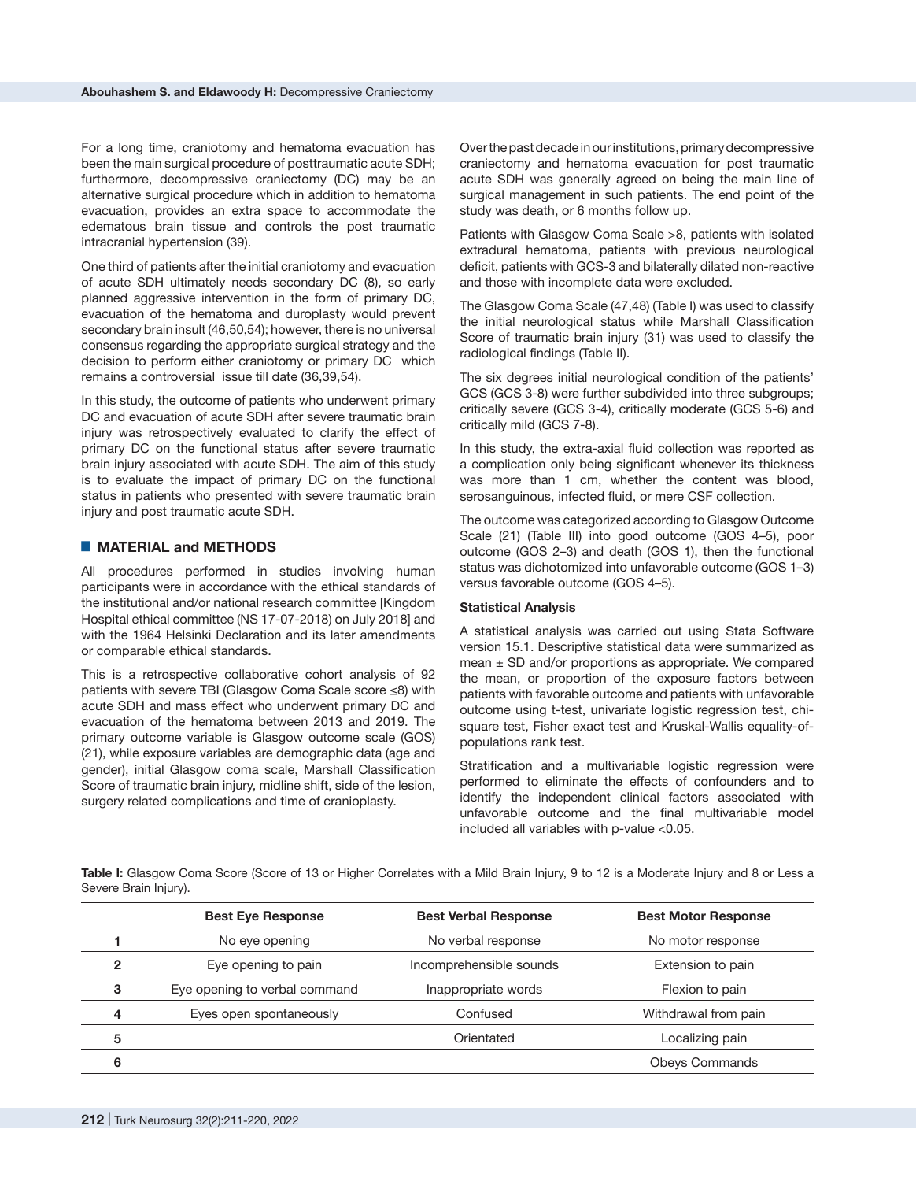For a long time, craniotomy and hematoma evacuation has been the main surgical procedure of posttraumatic acute SDH; furthermore, decompressive craniectomy (DC) may be an alternative surgical procedure which in addition to hematoma evacuation, provides an extra space to accommodate the edematous brain tissue and controls the post traumatic intracranial hypertension (39).

One third of patients after the initial craniotomy and evacuation of acute SDH ultimately needs secondary DC (8), so early planned aggressive intervention in the form of primary DC, evacuation of the hematoma and duroplasty would prevent secondary brain insult (46,50,54); however, there is no universal consensus regarding the appropriate surgical strategy and the decision to perform either craniotomy or primary DC which remains a controversial issue till date (36,39,54).

In this study, the outcome of patients who underwent primary DC and evacuation of acute SDH after severe traumatic brain injury was retrospectively evaluated to clarify the effect of primary DC on the functional status after severe traumatic brain injury associated with acute SDH. The aim of this study is to evaluate the impact of primary DC on the functional status in patients who presented with severe traumatic brain injury and post traumatic acute SDH.

## MATERIAL and METHODS

All procedures performed in studies involving human participants were in accordance with the ethical standards of the institutional and/or national research committee [Kingdom Hospital ethical committee (NS 17-07-2018) on July 2018] and with the 1964 Helsinki Declaration and its later amendments or comparable ethical standards.

This is a retrospective collaborative cohort analysis of 92 patients with severe TBI (Glasgow Coma Scale score ≤8) with acute SDH and mass effect who underwent primary DC and evacuation of the hematoma between 2013 and 2019. The primary outcome variable is Glasgow outcome scale (GOS) (21), while exposure variables are demographic data (age and gender), initial Glasgow coma scale, Marshall Classification Score of traumatic brain injury, midline shift, side of the lesion, surgery related complications and time of cranioplasty.

Over the past decade in our institutions, primary decompressive craniectomy and hematoma evacuation for post traumatic acute SDH was generally agreed on being the main line of surgical management in such patients. The end point of the study was death, or 6 months follow up.

Patients with Glasgow Coma Scale >8, patients with isolated extradural hematoma, patients with previous neurological deficit, patients with GCS-3 and bilaterally dilated non-reactive and those with incomplete data were excluded.

The Glasgow Coma Scale (47,48) (Table I) was used to classify the initial neurological status while Marshall Classification Score of traumatic brain injury (31) was used to classify the radiological findings (Table II).

The six degrees initial neurological condition of the patients' GCS (GCS 3-8) were further subdivided into three subgroups; critically severe (GCS 3-4), critically moderate (GCS 5-6) and critically mild (GCS 7-8).

In this study, the extra-axial fluid collection was reported as a complication only being significant whenever its thickness was more than 1 cm, whether the content was blood, serosanguinous, infected fluid, or mere CSF collection.

The outcome was categorized according to Glasgow Outcome Scale (21) (Table III) into good outcome (GOS 4–5), poor outcome (GOS 2–3) and death (GOS 1), then the functional status was dichotomized into unfavorable outcome (GOS 1–3) versus favorable outcome (GOS 4–5).

**Statistical Analysis**

A statistical analysis was carried out using Stata Software version 15.1. Descriptive statistical data were summarized as mean ± SD and/or proportions as appropriate. We compared the mean, or proportion of the exposure factors between patients with favorable outcome and patients with unfavorable outcome using t-test, univariate logistic regression test, chi-square test, Fisher exact test and Kruskal-Wallis equality-of-populations rank test.

Stratification and a multivariable logistic regression were performed to eliminate the effects of confounders and to identify the independent clinical factors associated with unfavorable outcome and the final multivariable model included all variables with p-value <0.05.

**Table I:** Glasgow Coma Score (Score of 13 or Higher Correlates with a Mild Brain Injury, 9 to 12 is a Moderate Injury and 8 or Less a Severe Brain Injury).

| | Best Eye Response | Best Verbal Response | Best Motor Response |
|---|---|---|---|
| **1** | No eye opening | No verbal response | No motor response |
| **2** | Eye opening to pain | Incomprehensible sounds | Extension to pain |
| **3** | Eye opening to verbal command | Inappropriate words | Flexion to pain |
| **4** | Eyes open spontaneously | Confused | Withdrawal from pain |
| **5** | | Orientated | Localizing pain |
| **6** | | | Obeys Commands |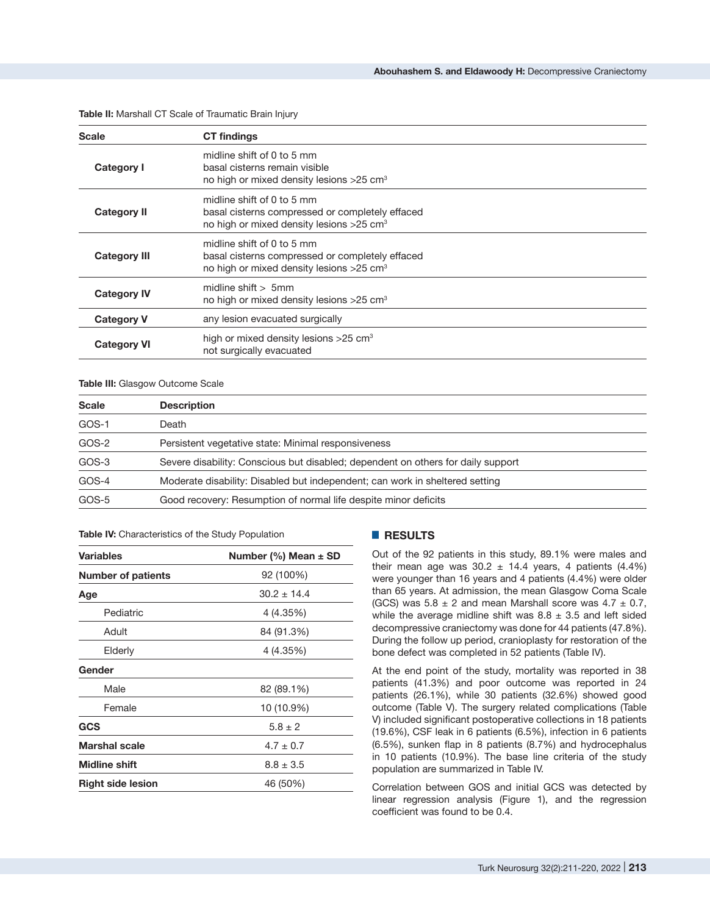**Table II:** Marshall CT Scale of Traumatic Brain Injury

| Scale | CT findings |
| --- | --- |
| **Category I** | midline shift of 0 to 5 mm<br>basal cisterns remain visible<br>no high or mixed density lesions >25 $cm^3$ |
| **Category II** | midline shift of 0 to 5 mm<br>basal cisterns compressed or completely effaced<br>no high or mixed density lesions >25 $cm^3$ |
| **Category III** | midline shift of 0 to 5 mm<br>basal cisterns compressed or completely effaced<br>no high or mixed density lesions >25 $cm^3$ |
| **Category IV** | midline shift > 5mm<br>no high or mixed density lesions >25 $cm^3$ |
| **Category V** | any lesion evacuated surgically |
| **Category VI** | high or mixed density lesions >25 $cm^3$<br>not surgically evacuated |

**Table III:** Glasgow Outcome Scale

| Scale | Description |
| --- | --- |
| GOS-1 | Death |
| GOS-2 | Persistent vegetative state: Minimal responsiveness |
| GOS-3 | Severe disability: Conscious but disabled; dependent on others for daily support |
| GOS-4 | Moderate disability: Disabled but independent; can work in sheltered setting |
| GOS-5 | Good recovery: Resumption of normal life despite minor deficits |

**Table IV:** Characteristics of the Study Population

| Variables | Number (%) Mean ± SD |
| --- | --- |
| **Number of patients** | 92 (100%) |
| **Age** | 30.2 ± 14.4 |
| Pediatric | 4 (4.35%) |
| Adult | 84 (91.3%) |
| Elderly | 4 (4.35%) |
| **Gender** | |
| Male | 82 (89.1%) |
| Female | 10 (10.9%) |
| **GCS** | 5.8 ± 2 |
| **Marshal scale** | 4.7 ± 0.7 |
| **Midline shift** | 8.8 ± 3.5 |
| **Right side lesion** | 46 (50%) |

## RESULTS

Out of the 92 patients in this study, 89.1% were males and their mean age was 30.2 ± 14.4 years, 4 patients (4.4%) were younger than 16 years and 4 patients (4.4%) were older than 65 years. At admission, the mean Glasgow Coma Scale (GCS) was 5.8 ± 2 and mean Marshall score was 4.7 ± 0.7, while the average midline shift was 8.8 ± 3.5 and left sided decompressive craniectomy was done for 44 patients (47.8%). During the follow up period, cranioplasty for restoration of the bone defect was completed in 52 patients (Table IV).

At the end point of the study, mortality was reported in 38 patients (41.3%) and poor outcome was reported in 24 patients (26.1%), while 30 patients (32.6%) showed good outcome (Table V). The surgery related complications (Table V) included significant postoperative collections in 18 patients (19.6%), CSF leak in 6 patients (6.5%), infection in 6 patients (6.5%), sunken flap in 8 patients (8.7%) and hydrocephalus in 10 patients (10.9%). The base line criteria of the study population are summarized in Table IV.

Correlation between GOS and initial GCS was detected by linear regression analysis (Figure 1), and the regression coefficient was found to be 0.4.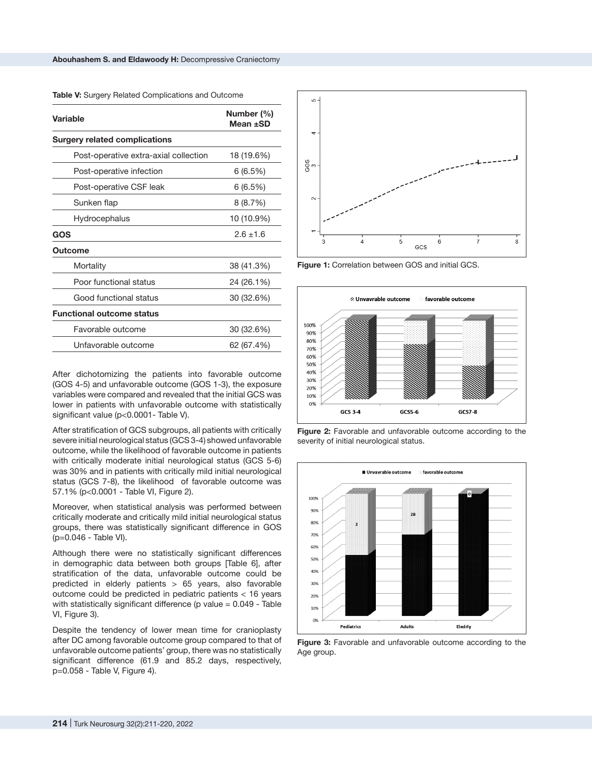**Table V:** Surgery Related Complications and Outcome

| Variable | Number (%) Mean ±SD |
|---|---|
| **Surgery related complications** | |
| Post-operative extra-axial collection | 18 (19.6%) |
| Post-operative infection | 6 (6.5%) |
| Post-operative CSF leak | 6 (6.5%) |
| Sunken flap | 8 (8.7%) |
| Hydrocephalus | 10 (10.9%) |
| **GOS** | 2.6 ±1.6 |
| **Outcome** | |
| Mortality | 38 (41.3%) |
| Poor functional status | 24 (26.1%) |
| Good functional status | 30 (32.6%) |
| **Functional outcome status** | |
| Favorable outcome | 30 (32.6%) |
| Unfavorable outcome | 62 (67.4%) |

After dichotomizing the patients into favorable outcome (GOS 4-5) and unfavorable outcome (GOS 1-3), the exposure variables were compared and revealed that the initial GCS was lower in patients with unfavorable outcome with statistically significant value (p<0.0001- Table V).

After stratification of GCS subgroups, all patients with critically severe initial neurological status (GCS 3-4) showed unfavorable outcome, while the likelihood of favorable outcome in patients with critically moderate initial neurological status (GCS 5-6) was 30% and in patients with critically mild initial neurological status (GCS 7-8), the likelihood of favorable outcome was 57.1% (p<0.0001 - Table VI, Figure 2).

Moreover, when statistical analysis was performed between critically moderate and critically mild initial neurological status groups, there was statistically significant difference in GOS (p=0.046 - Table VI).

Although there were no statistically significant differences in demographic data between both groups [Table 6], after stratification of the data, unfavorable outcome could be predicted in elderly patients > 65 years, also favorable outcome could be predicted in pediatric patients < 16 years with statistically significant difference (p value = 0.049 - Table VI, Figure 3).

Despite the tendency of lower mean time for cranioplasty after DC among favorable outcome group compared to that of unfavorable outcome patients' group, there was no statistically significant difference (61.9 and 85.2 days, respectively, p=0.058 - Table V, Figure 4).

**Figure 1:** Correlation between GOS and initial GCS.

**Figure 2:** Favorable and unfavorable outcome according to the severity of initial neurological status.

**Figure 3:** Favorable and unfavorable outcome according to the Age group.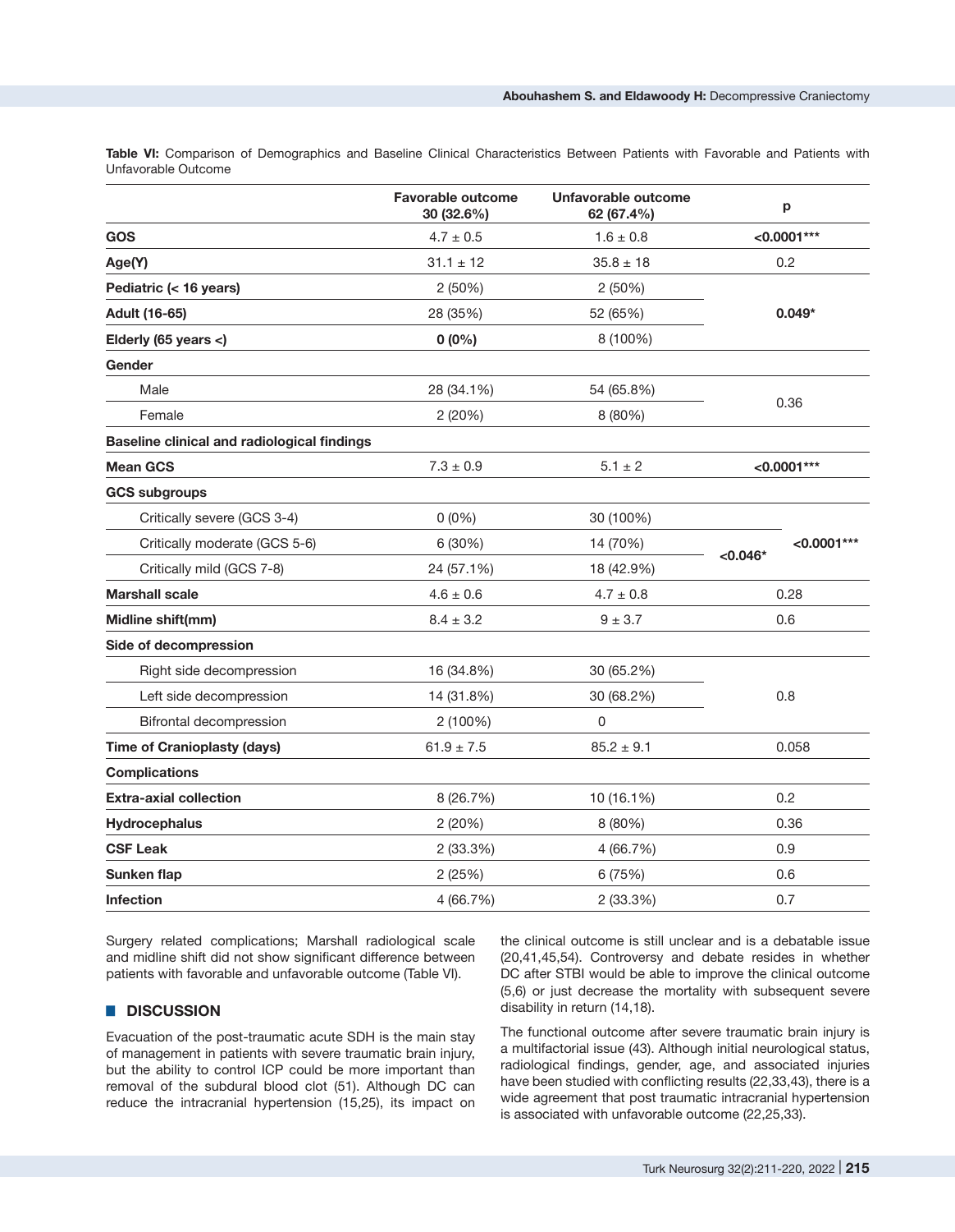**Table VI:** Comparison of Demographics and Baseline Clinical Characteristics Between Patients with Favorable and Patients with Unfavorable Outcome

| | Favorable outcome 30 (32.6%) | Unfavorable outcome 62 (67.4%) | p | |
|---|---|---|---|---|
| **GOS** | 4.7 ± 0.5 | 1.6 ± 0.8 | **<0.0001*** | |
| **Age(Y)** | 31.1 ± 12 | 35.8 ± 18 | 0.2 | |
| **Pediatric (< 16 years)** | 2 (50%) | 2 (50%) | **0.049*** | |
| **Adult (16-65)** | 28 (35%) | 52 (65%) | | |
| **Elderly (65 years <)** | **0 (0%)** | 8 (100%) | | |
| **Gender** | | | | |
| Male | 28 (34.1%) | 54 (65.8%) | 0.36 | |
| Female | 2 (20%) | 8 (80%) | | |
| **Baseline clinical and radiological findings** | | | | |
| **Mean GCS** | 7.3 ± 0.9 | 5.1 ± 2 | **<0.0001*** | |
| **GCS subgroups** | | | | |
| Critically severe (GCS 3-4) | 0 (0%) | 30 (100%) | | **<0.0001*** |
| Critically moderate (GCS 5-6) | 6 (30%) | 14 (70%) | **<0.046*** | |
| Critically mild (GCS 7-8) | 24 (57.1%) | 18 (42.9%) | | |
| **Marshall scale** | 4.6 ± 0.6 | 4.7 ± 0.8 | 0.28 | |
| **Midline shift(mm)** | 8.4 ± 3.2 | 9 ± 3.7 | 0.6 | |
| **Side of decompression** | | | | |
| Right side decompression | 16 (34.8%) | 30 (65.2%) | 0.8 | |
| Left side decompression | 14 (31.8%) | 30 (68.2%) | | |
| Bifrontal decompression | 2 (100%) | 0 | | |
| **Time of Cranioplasty (days)** | 61.9 ± 7.5 | 85.2 ± 9.1 | 0.058 | |
| **Complications** | | | | |
| **Extra-axial collection** | 8 (26.7%) | 10 (16.1%) | 0.2 | |
| **Hydrocephalus** | 2 (20%) | 8 (80%) | 0.36 | |
| **CSF Leak** | 2 (33.3%) | 4 (66.7%) | 0.9 | |
| **Sunken flap** | 2 (25%) | 6 (75%) | 0.6 | |
| **Infection** | 4 (66.7%) | 2 (33.3%) | 0.7 | |

Surgery related complications; Marshall radiological scale and midline shift did not show significant difference between patients with favorable and unfavorable outcome (Table VI).

## DISCUSSION

Evacuation of the post-traumatic acute SDH is the main stay of management in patients with severe traumatic brain injury, but the ability to control ICP could be more important than removal of the subdural blood clot (51). Although DC can reduce the intracranial hypertension (15,25), its impact on the clinical outcome is still unclear and is a debatable issue (20,41,45,54). Controversy and debate resides in whether DC after STBI would be able to improve the clinical outcome (5,6) or just decrease the mortality with subsequent severe disability in return (14,18).

The functional outcome after severe traumatic brain injury is a multifactorial issue (43). Although initial neurological status, radiological findings, gender, age, and associated injuries have been studied with conflicting results (22,33,43), there is a wide agreement that post traumatic intracranial hypertension is associated with unfavorable outcome (22,25,33).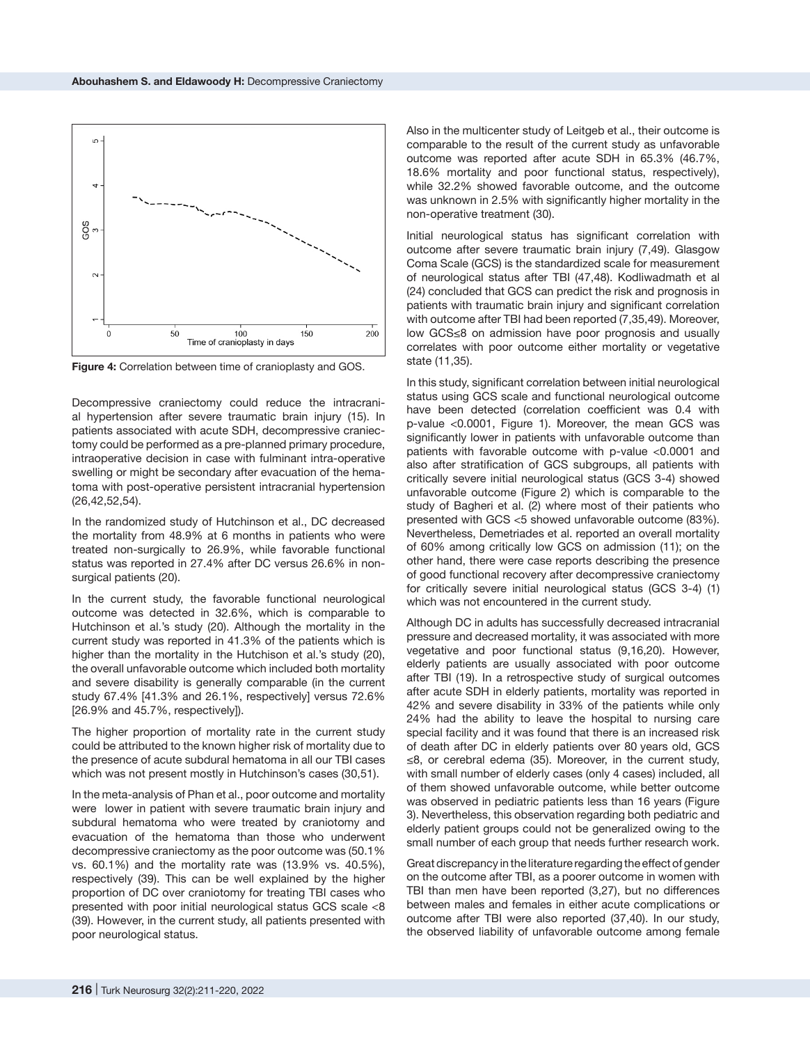**Figure 4:** Correlation between time of cranioplasty and GOS.

Decompressive craniectomy could reduce the intracranial hypertension after severe traumatic brain injury (15). In patients associated with acute SDH, decompressive craniectomy could be performed as a pre-planned primary procedure, intraoperative decision in case with fulminant intra-operative swelling or might be secondary after evacuation of the hematoma with post-operative persistent intracranial hypertension (26,42,52,54).

In the randomized study of Hutchinson et al., DC decreased the mortality from 48.9% at 6 months in patients who were treated non-surgically to 26.9%, while favorable functional status was reported in 27.4% after DC versus 26.6% in non-surgical patients (20).

In the current study, the favorable functional neurological outcome was detected in 32.6%, which is comparable to Hutchinson et al.'s study (20). Although the mortality in the current study was reported in 41.3% of the patients which is higher than the mortality in the Hutchison et al.'s study (20), the overall unfavorable outcome which included both mortality and severe disability is generally comparable (in the current study 67.4% [41.3% and 26.1%, respectively] versus 72.6% [26.9% and 45.7%, respectively]).

The higher proportion of mortality rate in the current study could be attributed to the known higher risk of mortality due to the presence of acute subdural hematoma in all our TBI cases which was not present mostly in Hutchinson's cases (30,51).

In the meta-analysis of Phan et al., poor outcome and mortality were lower in patient with severe traumatic brain injury and subdural hematoma who were treated by craniotomy and evacuation of the hematoma than those who underwent decompressive craniectomy as the poor outcome was (50.1% vs. 60.1%) and the mortality rate was (13.9% vs. 40.5%), respectively (39). This can be well explained by the higher proportion of DC over craniotomy for treating TBI cases who presented with poor initial neurological status GCS scale <8 (39). However, in the current study, all patients presented with poor neurological status.

Also in the multicenter study of Leitgeb et al., their outcome is comparable to the result of the current study as unfavorable outcome was reported after acute SDH in 65.3% (46.7%, 18.6% mortality and poor functional status, respectively), while 32.2% showed favorable outcome, and the outcome was unknown in 2.5% with significantly higher mortality in the non-operative treatment (30).

Initial neurological status has significant correlation with outcome after severe traumatic brain injury (7,49). Glasgow Coma Scale (GCS) is the standardized scale for measurement of neurological status after TBI (47,48). Kodliwadmath et al (24) concluded that GCS can predict the risk and prognosis in patients with traumatic brain injury and significant correlation with outcome after TBI had been reported (7,35,49). Moreover, low GCS≤8 on admission have poor prognosis and usually correlates with poor outcome either mortality or vegetative state (11,35).

In this study, significant correlation between initial neurological status using GCS scale and functional neurological outcome have been detected (correlation coefficient was 0.4 with p-value <0.0001, Figure 1). Moreover, the mean GCS was significantly lower in patients with unfavorable outcome than patients with favorable outcome with p-value <0.0001 and also after stratification of GCS subgroups, all patients with critically severe initial neurological status (GCS 3-4) showed unfavorable outcome (Figure 2) which is comparable to the study of Bagheri et al. (2) where most of their patients who presented with GCS <5 showed unfavorable outcome (83%). Nevertheless, Demetriades et al. reported an overall mortality of 60% among critically low GCS on admission (11); on the other hand, there were case reports describing the presence of good functional recovery after decompressive craniectomy for critically severe initial neurological status (GCS 3-4) (1) which was not encountered in the current study.

Although DC in adults has successfully decreased intracranial pressure and decreased mortality, it was associated with more vegetative and poor functional status (9,16,20). However, elderly patients are usually associated with poor outcome after TBI (19). In a retrospective study of surgical outcomes after acute SDH in elderly patients, mortality was reported in 42% and severe disability in 33% of the patients while only 24% had the ability to leave the hospital to nursing care special facility and it was found that there is an increased risk of death after DC in elderly patients over 80 years old, GCS ≤8, or cerebral edema (35). Moreover, in the current study, with small number of elderly cases (only 4 cases) included, all of them showed unfavorable outcome, while better outcome was observed in pediatric patients less than 16 years (Figure 3). Nevertheless, this observation regarding both pediatric and elderly patient groups could not be generalized owing to the small number of each group that needs further research work.

Great discrepancy in the literature regarding the effect of gender on the outcome after TBI, as a poorer outcome in women with TBI than men have been reported (3,27), but no differences between males and females in either acute complications or outcome after TBI were also reported (37,40). In our study, the observed liability of unfavorable outcome among female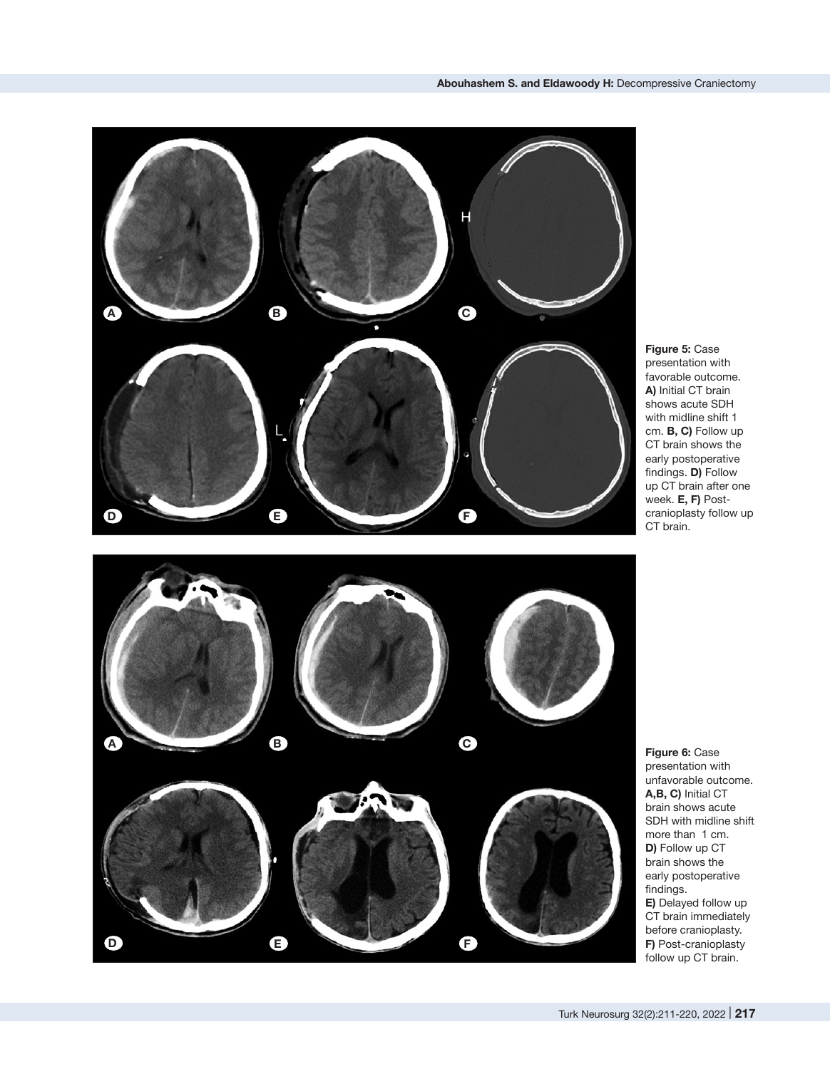**Figure 5:** Case presentation with favorable outcome. **A)** Initial CT brain shows acute SDH with midline shift 1 cm. **B, C)** Follow up CT brain shows the early postoperative findings. **D)** Follow up CT brain after one week. **E, F)** Post-cranioplasty follow up CT brain.

**Figure 6:** Case presentation with unfavorable outcome. **A,B, C)** Initial CT brain shows acute SDH with midline shift more than 1 cm. **D)** Follow up CT brain shows the early postoperative findings. **E)** Delayed follow up CT brain immediately before cranioplasty. **F)** Post-cranioplasty follow up CT brain.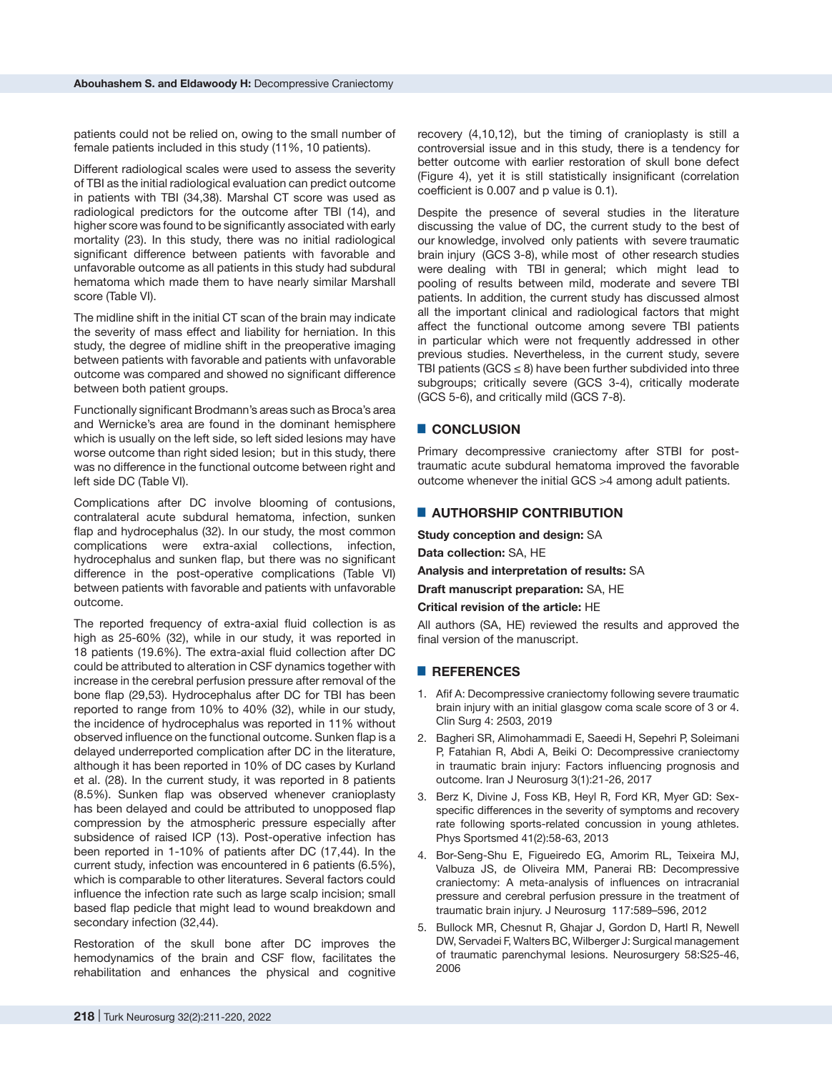patients could not be relied on, owing to the small number of female patients included in this study (11%, 10 patients).

Different radiological scales were used to assess the severity of TBI as the initial radiological evaluation can predict outcome in patients with TBI (34,38). Marshal CT score was used as radiological predictors for the outcome after TBI (14), and higher score was found to be significantly associated with early mortality (23). In this study, there was no initial radiological significant difference between patients with favorable and unfavorable outcome as all patients in this study had subdural hematoma which made them to have nearly similar Marshall score (Table VI).

The midline shift in the initial CT scan of the brain may indicate the severity of mass effect and liability for herniation. In this study, the degree of midline shift in the preoperative imaging between patients with favorable and patients with unfavorable outcome was compared and showed no significant difference between both patient groups.

Functionally significant Brodmann's areas such as Broca's area and Wernicke's area are found in the dominant hemisphere which is usually on the left side, so left sided lesions may have worse outcome than right sided lesion; but in this study, there was no difference in the functional outcome between right and left side DC (Table VI).

Complications after DC involve blooming of contusions, contralateral acute subdural hematoma, infection, sunken flap and hydrocephalus (32). In our study, the most common complications were extra-axial collections, infection, hydrocephalus and sunken flap, but there was no significant difference in the post-operative complications (Table VI) between patients with favorable and patients with unfavorable outcome.

The reported frequency of extra-axial fluid collection is as high as 25-60% (32), while in our study, it was reported in 18 patients (19.6%). The extra-axial fluid collection after DC could be attributed to alteration in CSF dynamics together with increase in the cerebral perfusion pressure after removal of the bone flap (29,53). Hydrocephalus after DC for TBI has been reported to range from 10% to 40% (32), while in our study, the incidence of hydrocephalus was reported in 11% without observed influence on the functional outcome. Sunken flap is a delayed underreported complication after DC in the literature, although it has been reported in 10% of DC cases by Kurland et al. (28). In the current study, it was reported in 8 patients (8.5%). Sunken flap was observed whenever cranioplasty has been delayed and could be attributed to unopposed flap compression by the atmospheric pressure especially after subsidence of raised ICP (13). Post-operative infection has been reported in 1-10% of patients after DC (17,44). In the current study, infection was encountered in 6 patients (6.5%), which is comparable to other literatures. Several factors could influence the infection rate such as large scalp incision; small based flap pedicle that might lead to wound breakdown and secondary infection (32,44).

Restoration of the skull bone after DC improves the hemodynamics of the brain and CSF flow, facilitates the rehabilitation and enhances the physical and cognitive recovery (4,10,12), but the timing of cranioplasty is still a controversial issue and in this study, there is a tendency for better outcome with earlier restoration of skull bone defect (Figure 4), yet it is still statistically insignificant (correlation coefficient is 0.007 and p value is 0.1).

Despite the presence of several studies in the literature discussing the value of DC, the current study to the best of our knowledge, involved only patients with severe traumatic brain injury (GCS 3-8), while most of other research studies were dealing with TBI in general; which might lead to pooling of results between mild, moderate and severe TBI patients. In addition, the current study has discussed almost all the important clinical and radiological factors that might affect the functional outcome among severe TBI patients in particular which were not frequently addressed in other previous studies. Nevertheless, in the current study, severe TBI patients (GCS ≤ 8) have been further subdivided into three subgroups; critically severe (GCS 3-4), critically moderate (GCS 5-6), and critically mild (GCS 7-8).

## CONCLUSION

Primary decompressive craniectomy after STBI for post-traumatic acute subdural hematoma improved the favorable outcome whenever the initial GCS >4 among adult patients.

## AUTHORSHIP CONTRIBUTION

**Study conception and design:** SA

**Data collection:** SA, HE

**Analysis and interpretation of results:** SA

**Draft manuscript preparation:** SA, HE

**Critical revision of the article:** HE

All authors (SA, HE) reviewed the results and approved the final version of the manuscript.

## REFERENCES

1. Afif A: Decompressive craniectomy following severe traumatic brain injury with an initial glasgow coma scale score of 3 or 4. Clin Surg 4: 2503, 2019
2. Bagheri SR, Alimohammadi E, Saeedi H, Sepehri P, Soleimani P, Fatahian R, Abdi A, Beiki O: Decompressive craniectomy in traumatic brain injury: Factors influencing prognosis and outcome. Iran J Neurosurg 3(1):21-26, 2017
3. Berz K, Divine J, Foss KB, Heyl R, Ford KR, Myer GD: Sex-specific differences in the severity of symptoms and recovery rate following sports-related concussion in young athletes. Phys Sportsmed 41(2):58-63, 2013
4. Bor-Seng-Shu E, Figueiredo EG, Amorim RL, Teixeira MJ, Valbuza JS, de Oliveira MM, Panerai RB: Decompressive craniectomy: A meta-analysis of influences on intracranial pressure and cerebral perfusion pressure in the treatment of traumatic brain injury. J Neurosurg 117:589–596, 2012
5. Bullock MR, Chesnut R, Ghajar J, Gordon D, Hartl R, Newell DW, Servadei F, Walters BC, Wilberger J: Surgical management of traumatic parenchymal lesions. Neurosurgery 58:S25-46, 2006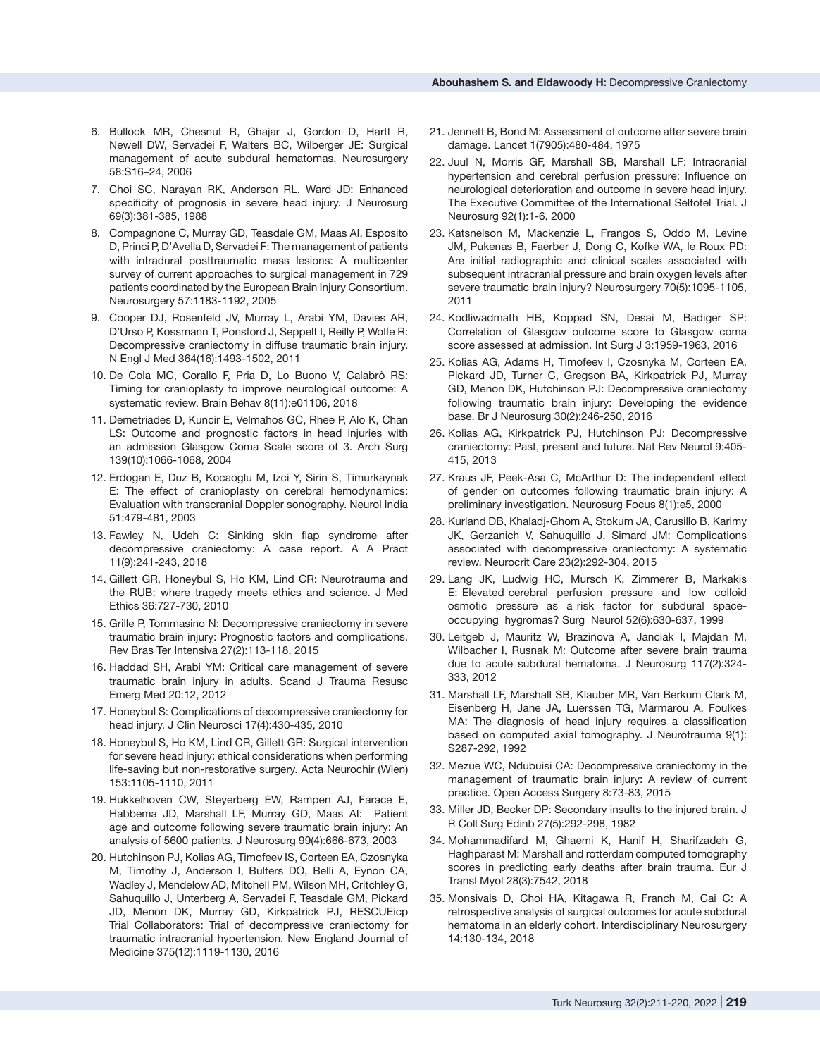6. Bullock MR, Chesnut R, Ghajar J, Gordon D, Hartl R, Newell DW, Servadei F, Walters BC, Wilberger JE: Surgical management of acute subdural hematomas. Neurosurgery 58:S16–24, 2006
7. Choi SC, Narayan RK, Anderson RL, Ward JD: Enhanced specificity of prognosis in severe head injury. J Neurosurg 69(3):381-385, 1988
8. Compagnone C, Murray GD, Teasdale GM, Maas AI, Esposito D, Princi P, D'Avella D, Servadei F: The management of patients with intradural posttraumatic mass lesions: A multicenter survey of current approaches to surgical management in 729 patients coordinated by the European Brain Injury Consortium. Neurosurgery 57:1183-1192, 2005
9. Cooper DJ, Rosenfeld JV, Murray L, Arabi YM, Davies AR, D'Urso P, Kossmann T, Ponsford J, Seppelt I, Reilly P, Wolfe R: Decompressive craniectomy in diffuse traumatic brain injury. N Engl J Med 364(16):1493-1502, 2011
10. De Cola MC, Corallo F, Pria D, Lo Buono V, Calabrò RS: Timing for cranioplasty to improve neurological outcome: A systematic review. Brain Behav 8(11):e01106, 2018
11. Demetriades D, Kuncir E, Velmahos GC, Rhee P, Alo K, Chan LS: Outcome and prognostic factors in head injuries with an admission Glasgow Coma Scale score of 3. Arch Surg 139(10):1066-1068, 2004
12. Erdogan E, Duz B, Kocaoglu M, Izci Y, Sirin S, Timurkaynak E: The effect of cranioplasty on cerebral hemodynamics: Evaluation with transcranial Doppler sonography. Neurol India 51:479-481, 2003
13. Fawley N, Udeh C: Sinking skin flap syndrome after decompressive craniectomy: A case report. A A Pract 11(9):241-243, 2018
14. Gillett GR, Honeybul S, Ho KM, Lind CR: Neurotrauma and the RUB: where tragedy meets ethics and science. J Med Ethics 36:727-730, 2010
15. Grille P, Tommasino N: Decompressive craniectomy in severe traumatic brain injury: Prognostic factors and complications. Rev Bras Ter Intensiva 27(2):113-118, 2015
16. Haddad SH, Arabi YM: Critical care management of severe traumatic brain injury in adults. Scand J Trauma Resusc Emerg Med 20:12, 2012
17. Honeybul S: Complications of decompressive craniectomy for head injury. J Clin Neurosci 17(4):430-435, 2010
18. Honeybul S, Ho KM, Lind CR, Gillett GR: Surgical intervention for severe head injury: ethical considerations when performing life-saving but non-restorative surgery. Acta Neurochir (Wien) 153:1105-1110, 2011
19. Hukkelhoven CW, Steyerberg EW, Rampen AJ, Farace E, Habbema JD, Marshall LF, Murray GD, Maas AI: Patient age and outcome following severe traumatic brain injury: An analysis of 5600 patients. J Neurosurg 99(4):666-673, 2003
20. Hutchinson PJ, Kolias AG, Timofeev IS, Corteen EA, Czosnyka M, Timothy J, Anderson I, Bulters DO, Belli A, Eynon CA, Wadley J, Mendelow AD, Mitchell PM, Wilson MH, Critchley G, Sahuquillo J, Unterberg A, Servadei F, Teasdale GM, Pickard JD, Menon DK, Murray GD, Kirkpatrick PJ, RESCUEicp Trial Collaborators: Trial of decompressive craniectomy for traumatic intracranial hypertension. New England Journal of Medicine 375(12):1119-1130, 2016
21. Jennett B, Bond M: Assessment of outcome after severe brain damage. Lancet 1(7905):480-484, 1975
22. Juul N, Morris GF, Marshall SB, Marshall LF: Intracranial hypertension and cerebral perfusion pressure: Influence on neurological deterioration and outcome in severe head injury. The Executive Committee of the International Selfotel Trial. J Neurosurg 92(1):1-6, 2000
23. Katsnelson M, Mackenzie L, Frangos S, Oddo M, Levine JM, Pukenas B, Faerber J, Dong C, Kofke WA, le Roux PD: Are initial radiographic and clinical scales associated with subsequent intracranial pressure and brain oxygen levels after severe traumatic brain injury? Neurosurgery 70(5):1095-1105, 2011
24. Kodliwadmath HB, Koppad SN, Desai M, Badiger SP: Correlation of Glasgow outcome score to Glasgow coma score assessed at admission. Int Surg J 3:1959-1963, 2016
25. Kolias AG, Adams H, Timofeev I, Czosnyka M, Corteen EA, Pickard JD, Turner C, Gregson BA, Kirkpatrick PJ, Murray GD, Menon DK, Hutchinson PJ: Decompressive craniectomy following traumatic brain injury: Developing the evidence base. Br J Neurosurg 30(2):246-250, 2016
26. Kolias AG, Kirkpatrick PJ, Hutchinson PJ: Decompressive craniectomy: Past, present and future. Nat Rev Neurol 9:405-415, 2013
27. Kraus JF, Peek-Asa C, McArthur D: The independent effect of gender on outcomes following traumatic brain injury: A preliminary investigation. Neurosurg Focus 8(1):e5, 2000
28. Kurland DB, Khaladj-Ghom A, Stokum JA, Carusillo B, Karimy JK, Gerzanich V, Sahuquillo J, Simard JM: Complications associated with decompressive craniectomy: A systematic review. Neurocrit Care 23(2):292-304, 2015
29. Lang JK, Ludwig HC, Mursch K, Zimmerer B, Markakis E: Elevated cerebral perfusion pressure and low colloid osmotic pressure as a risk factor for subdural space-occupying hygromas? Surg Neurol 52(6):630-637, 1999
30. Leitgeb J, Mauritz W, Brazinova A, Janciak I, Majdan M, Wilbacher I, Rusnak M: Outcome after severe brain trauma due to acute subdural hematoma. J Neurosurg 117(2):324-333, 2012
31. Marshall LF, Marshall SB, Klauber MR, Van Berkum Clark M, Eisenberg H, Jane JA, Luerssen TG, Marmarou A, Foulkes MA: The diagnosis of head injury requires a classification based on computed axial tomography. J Neurotrauma 9(1): S287-292, 1992
32. Mezue WC, Ndubuisi CA: Decompressive craniectomy in the management of traumatic brain injury: A review of current practice. Open Access Surgery 8:73-83, 2015
33. Miller JD, Becker DP: Secondary insults to the injured brain. J R Coll Surg Edinb 27(5):292-298, 1982
34. Mohammadifard M, Ghaemi K, Hanif H, Sharifzadeh G, Haghparast M: Marshall and rotterdam computed tomography scores in predicting early deaths after brain trauma. Eur J Transl Myol 28(3):7542, 2018
35. Monsivais D, Choi HA, Kitagawa R, Franch M, Cai C: A retrospective analysis of surgical outcomes for acute subdural hematoma in an elderly cohort. Interdisciplinary Neurosurgery 14:130-134, 2018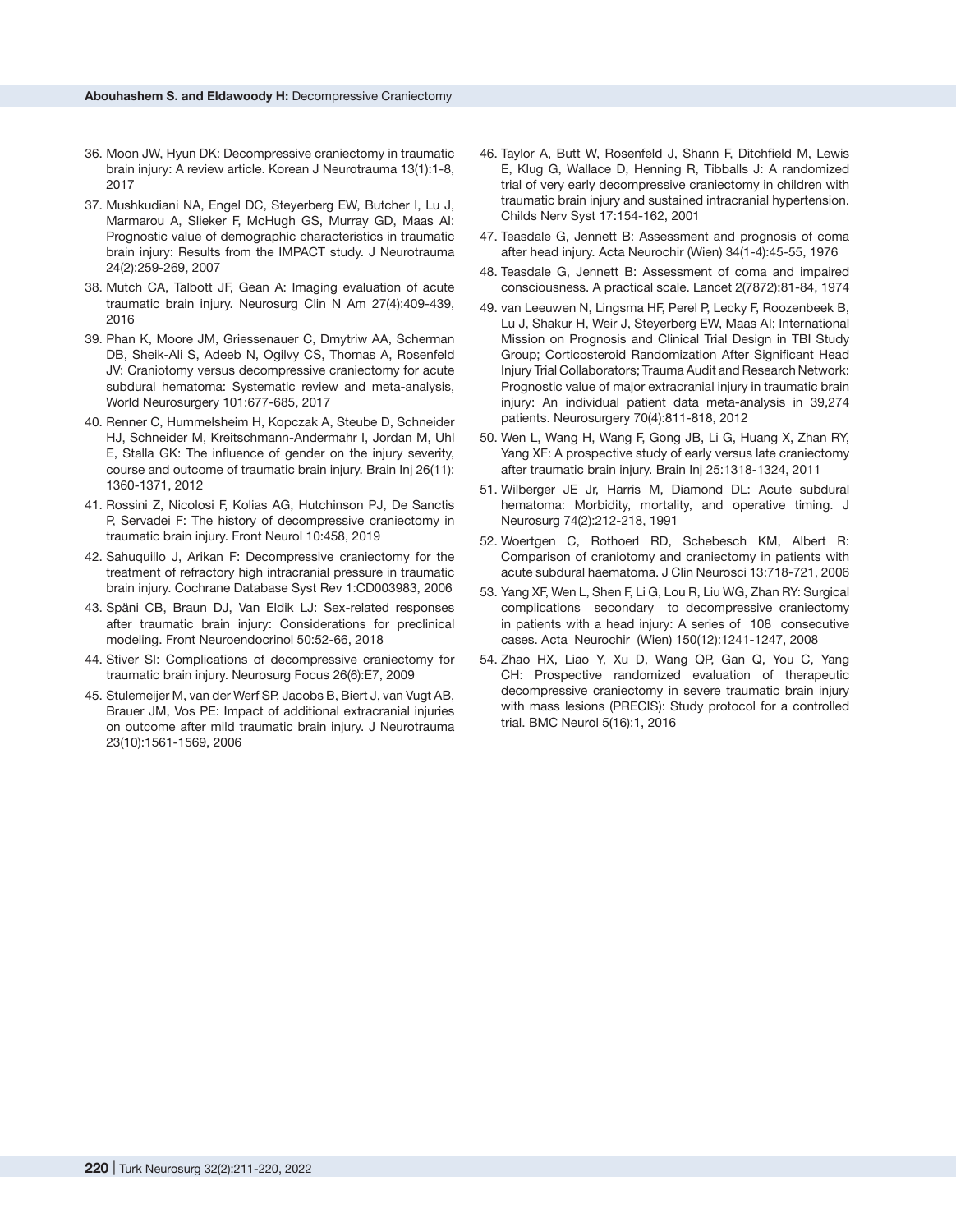36. Moon JW, Hyun DK: Decompressive craniectomy in traumatic brain injury: A review article. Korean J Neurotrauma 13(1):1-8, 2017

37. Mushkudiani NA, Engel DC, Steyerberg EW, Butcher I, Lu J, Marmarou A, Slieker F, McHugh GS, Murray GD, Maas AI: Prognostic value of demographic characteristics in traumatic brain injury: Results from the IMPACT study. J Neurotrauma 24(2):259-269, 2007

38. Mutch CA, Talbott JF, Gean A: Imaging evaluation of acute traumatic brain injury. Neurosurg Clin N Am 27(4):409-439, 2016

39. Phan K, Moore JM, Griessenauer C, Dmytriw AA, Scherman DB, Sheik-Ali S, Adeeb N, Ogilvy CS, Thomas A, Rosenfeld JV: Craniotomy versus decompressive craniectomy for acute subdural hematoma: Systematic review and meta-analysis, World Neurosurgery 101:677-685, 2017

40. Renner C, Hummelsheim H, Kopczak A, Steube D, Schneider HJ, Schneider M, Kreitschmann-Andermahr I, Jordan M, Uhl E, Stalla GK: The influence of gender on the injury severity, course and outcome of traumatic brain injury. Brain Inj 26(11): 1360-1371, 2012

41. Rossini Z, Nicolosi F, Kolias AG, Hutchinson PJ, De Sanctis P, Servadei F: The history of decompressive craniectomy in traumatic brain injury. Front Neurol 10:458, 2019

42. Sahuquillo J, Arikan F: Decompressive craniectomy for the treatment of refractory high intracranial pressure in traumatic brain injury. Cochrane Database Syst Rev 1:CD003983, 2006

43. Späni CB, Braun DJ, Van Eldik LJ: Sex-related responses after traumatic brain injury: Considerations for preclinical modeling. Front Neuroendocrinol 50:52-66, 2018

44. Stiver SI: Complications of decompressive craniectomy for traumatic brain injury. Neurosurg Focus 26(6):E7, 2009

45. Stulemeijer M, van der Werf SP, Jacobs B, Biert J, van Vugt AB, Brauer JM, Vos PE: Impact of additional extracranial injuries on outcome after mild traumatic brain injury. J Neurotrauma 23(10):1561-1569, 2006

46. Taylor A, Butt W, Rosenfeld J, Shann F, Ditchfield M, Lewis E, Klug G, Wallace D, Henning R, Tibballs J: A randomized trial of very early decompressive craniectomy in children with traumatic brain injury and sustained intracranial hypertension. Childs Nerv Syst 17:154-162, 2001

47. Teasdale G, Jennett B: Assessment and prognosis of coma after head injury. Acta Neurochir (Wien) 34(1-4):45-55, 1976

48. Teasdale G, Jennett B: Assessment of coma and impaired consciousness. A practical scale. Lancet 2(7872):81-84, 1974

49. van Leeuwen N, Lingsma HF, Perel P, Lecky F, Roozenbeek B, Lu J, Shakur H, Weir J, Steyerberg EW, Maas AI; International Mission on Prognosis and Clinical Trial Design in TBI Study Group; Corticosteroid Randomization After Significant Head Injury Trial Collaborators; Trauma Audit and Research Network: Prognostic value of major extracranial injury in traumatic brain injury: An individual patient data meta-analysis in 39,274 patients. Neurosurgery 70(4):811-818, 2012

50. Wen L, Wang H, Wang F, Gong JB, Li G, Huang X, Zhan RY, Yang XF: A prospective study of early versus late craniectomy after traumatic brain injury. Brain Inj 25:1318-1324, 2011

51. Wilberger JE Jr, Harris M, Diamond DL: Acute subdural hematoma: Morbidity, mortality, and operative timing. J Neurosurg 74(2):212-218, 1991

52. Woertgen C, Rothoerl RD, Schebesch KM, Albert R: Comparison of craniotomy and craniectomy in patients with acute subdural haematoma. J Clin Neurosci 13:718-721, 2006

53. Yang XF, Wen L, Shen F, Li G, Lou R, Liu WG, Zhan RY: Surgical complications secondary to decompressive craniectomy in patients with a head injury: A series of 108 consecutive cases. Acta Neurochir (Wien) 150(12):1241-1247, 2008

54. Zhao HX, Liao Y, Xu D, Wang QP, Gan Q, You C, Yang CH: Prospective randomized evaluation of therapeutic decompressive craniectomy in severe traumatic brain injury with mass lesions (PRECIS): Study protocol for a controlled trial. BMC Neurol 5(16):1, 2016